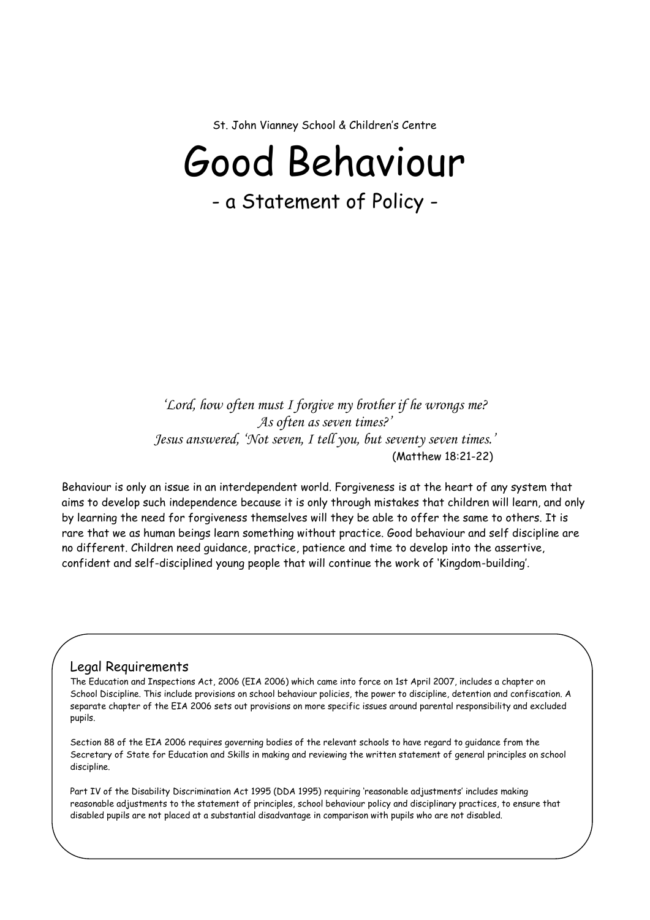St. John Vianney School & Children's Centre

# Good Behaviour

## - a Statement of Policy -

*'Lord, how often must I forgive my brother if he wrongs me?*
*As often as seven times?'*
*Jesus answered, 'Not seven, I tell you, but seventy seven times.'*
(Matthew 18:21-22)

Behaviour is only an issue in an interdependent world. Forgiveness is at the heart of any system that aims to develop such independence because it is only through mistakes that children will learn, and only by learning the need for forgiveness themselves will they be able to offer the same to others. It is rare that we as human beings learn something without practice. Good behaviour and self discipline are no different. Children need guidance, practice, patience and time to develop into the assertive, confident and self-disciplined young people that will continue the work of 'Kingdom-building'.

### Legal Requirements

The Education and Inspections Act, 2006 (EIA 2006) which came into force on 1st April 2007, includes a chapter on School Discipline. This include provisions on school behaviour policies, the power to discipline, detention and confiscation. A separate chapter of the EIA 2006 sets out provisions on more specific issues around parental responsibility and excluded pupils.

Section 88 of the EIA 2006 requires governing bodies of the relevant schools to have regard to guidance from the Secretary of State for Education and Skills in making and reviewing the written statement of general principles on school discipline.

Part IV of the Disability Discrimination Act 1995 (DDA 1995) requiring 'reasonable adjustments' includes making reasonable adjustments to the statement of principles, school behaviour policy and disciplinary practices, to ensure that disabled pupils are not placed at a substantial disadvantage in comparison with pupils who are not disabled.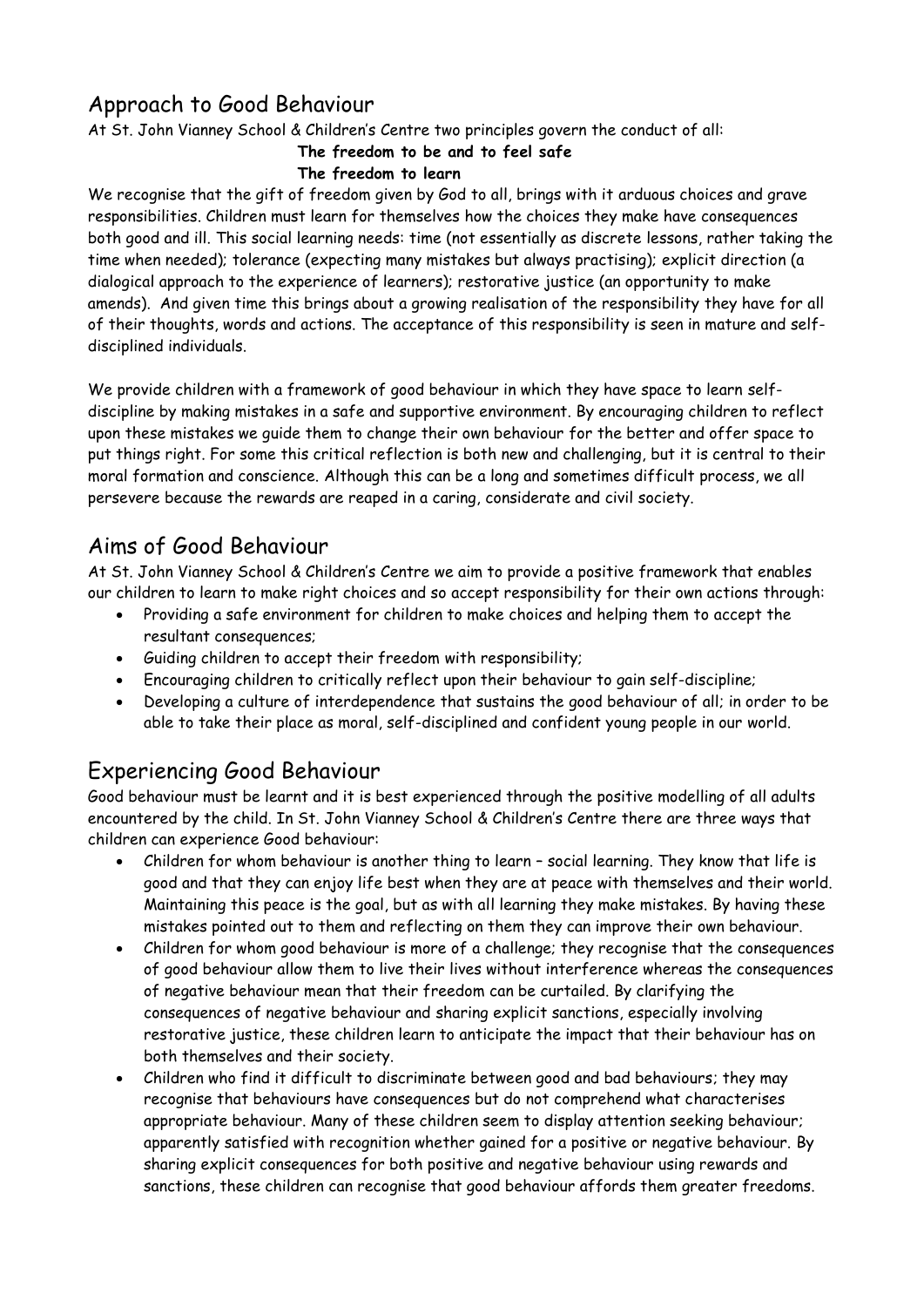## Approach to Good Behaviour

At St. John Vianney School & Children's Centre two principles govern the conduct of all:

**The freedom to be and to feel safe**
**The freedom to learn**

We recognise that the gift of freedom given by God to all, brings with it arduous choices and grave responsibilities. Children must learn for themselves how the choices they make have consequences both good and ill. This social learning needs: time (not essentially as discrete lessons, rather taking the time when needed); tolerance (expecting many mistakes but always practising); explicit direction (a dialogical approach to the experience of learners); restorative justice (an opportunity to make amends). And given time this brings about a growing realisation of the responsibility they have for all of their thoughts, words and actions. The acceptance of this responsibility is seen in mature and self-disciplined individuals.

We provide children with a framework of good behaviour in which they have space to learn self-discipline by making mistakes in a safe and supportive environment. By encouraging children to reflect upon these mistakes we guide them to change their own behaviour for the better and offer space to put things right. For some this critical reflection is both new and challenging, but it is central to their moral formation and conscience. Although this can be a long and sometimes difficult process, we all persevere because the rewards are reaped in a caring, considerate and civil society.

## Aims of Good Behaviour

At St. John Vianney School & Children's Centre we aim to provide a positive framework that enables our children to learn to make right choices and so accept responsibility for their own actions through:

- Providing a safe environment for children to make choices and helping them to accept the resultant consequences;
- Guiding children to accept their freedom with responsibility;
- Encouraging children to critically reflect upon their behaviour to gain self-discipline;
- Developing a culture of interdependence that sustains the good behaviour of all; in order to be able to take their place as moral, self-disciplined and confident young people in our world.

## Experiencing Good Behaviour

Good behaviour must be learnt and it is best experienced through the positive modelling of all adults encountered by the child. In St. John Vianney School & Children's Centre there are three ways that children can experience Good behaviour:

- Children for whom behaviour is another thing to learn – social learning. They know that life is good and that they can enjoy life best when they are at peace with themselves and their world. Maintaining this peace is the goal, but as with all learning they make mistakes. By having these mistakes pointed out to them and reflecting on them they can improve their own behaviour.
- Children for whom good behaviour is more of a challenge; they recognise that the consequences of good behaviour allow them to live their lives without interference whereas the consequences of negative behaviour mean that their freedom can be curtailed. By clarifying the consequences of negative behaviour and sharing explicit sanctions, especially involving restorative justice, these children learn to anticipate the impact that their behaviour has on both themselves and their society.
- Children who find it difficult to discriminate between good and bad behaviours; they may recognise that behaviours have consequences but do not comprehend what characterises appropriate behaviour. Many of these children seem to display attention seeking behaviour; apparently satisfied with recognition whether gained for a positive or negative behaviour. By sharing explicit consequences for both positive and negative behaviour using rewards and sanctions, these children can recognise that good behaviour affords them greater freedoms.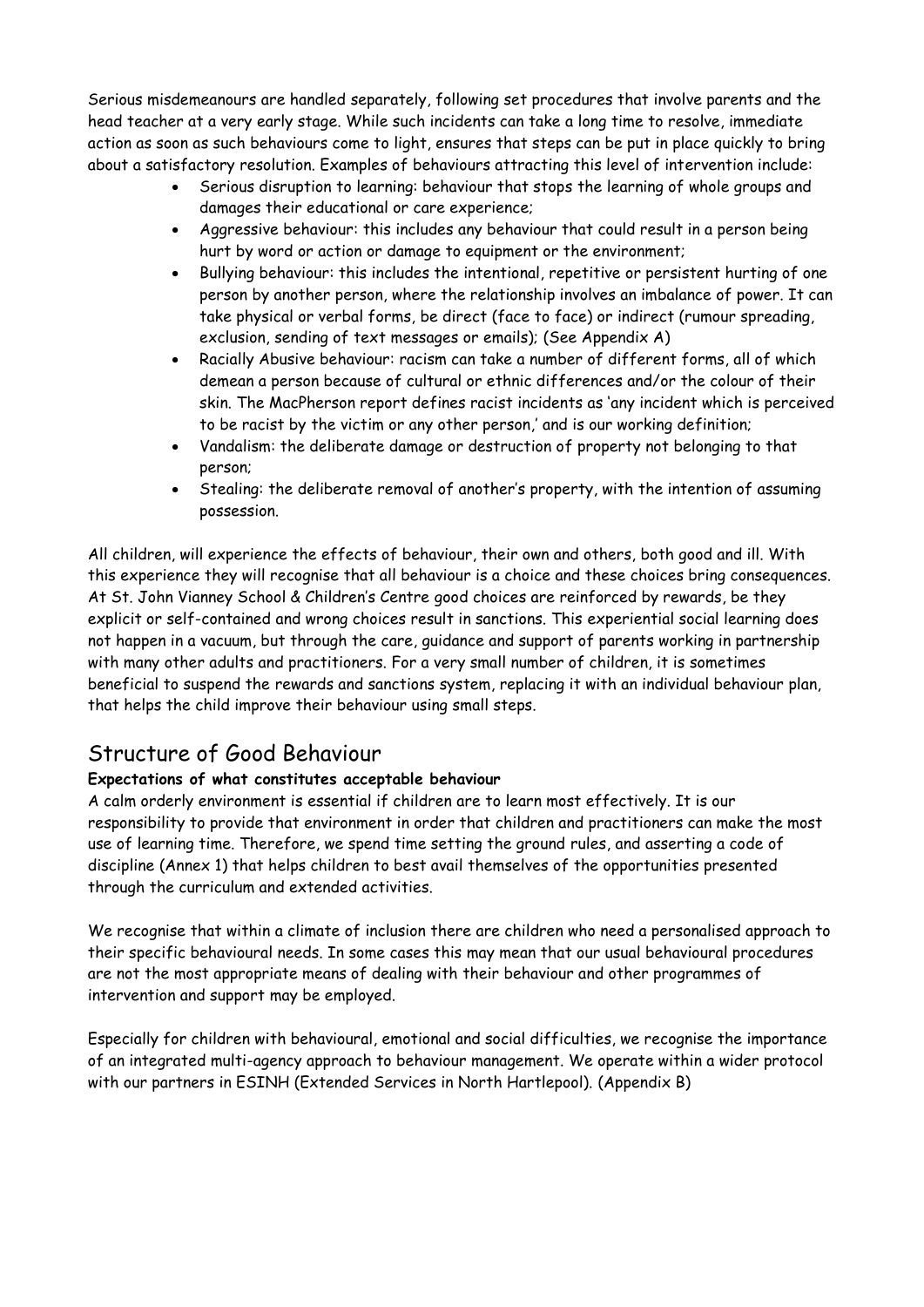Serious misdemeanours are handled separately, following set procedures that involve parents and the head teacher at a very early stage. While such incidents can take a long time to resolve, immediate action as soon as such behaviours come to light, ensures that steps can be put in place quickly to bring about a satisfactory resolution. Examples of behaviours attracting this level of intervention include:

- Serious disruption to learning: behaviour that stops the learning of whole groups and damages their educational or care experience;
- Aggressive behaviour: this includes any behaviour that could result in a person being hurt by word or action or damage to equipment or the environment;
- Bullying behaviour: this includes the intentional, repetitive or persistent hurting of one person by another person, where the relationship involves an imbalance of power. It can take physical or verbal forms, be direct (face to face) or indirect (rumour spreading, exclusion, sending of text messages or emails); (See Appendix A)
- Racially Abusive behaviour: racism can take a number of different forms, all of which demean a person because of cultural or ethnic differences and/or the colour of their skin. The MacPherson report defines racist incidents as 'any incident which is perceived to be racist by the victim or any other person,' and is our working definition;
- Vandalism: the deliberate damage or destruction of property not belonging to that person;
- Stealing: the deliberate removal of another's property, with the intention of assuming possession.

All children, will experience the effects of behaviour, their own and others, both good and ill. With this experience they will recognise that all behaviour is a choice and these choices bring consequences. At St. John Vianney School & Children's Centre good choices are reinforced by rewards, be they explicit or self-contained and wrong choices result in sanctions. This experiential social learning does not happen in a vacuum, but through the care, guidance and support of parents working in partnership with many other adults and practitioners. For a very small number of children, it is sometimes beneficial to suspend the rewards and sanctions system, replacing it with an individual behaviour plan, that helps the child improve their behaviour using small steps.

## Structure of Good Behaviour

**Expectations of what constitutes acceptable behaviour**

A calm orderly environment is essential if children are to learn most effectively. It is our responsibility to provide that environment in order that children and practitioners can make the most use of learning time. Therefore, we spend time setting the ground rules, and asserting a code of discipline (Annex 1) that helps children to best avail themselves of the opportunities presented through the curriculum and extended activities.

We recognise that within a climate of inclusion there are children who need a personalised approach to their specific behavioural needs. In some cases this may mean that our usual behavioural procedures are not the most appropriate means of dealing with their behaviour and other programmes of intervention and support may be employed.

Especially for children with behavioural, emotional and social difficulties, we recognise the importance of an integrated multi-agency approach to behaviour management. We operate within a wider protocol with our partners in ESINH (Extended Services in North Hartlepool). (Appendix B)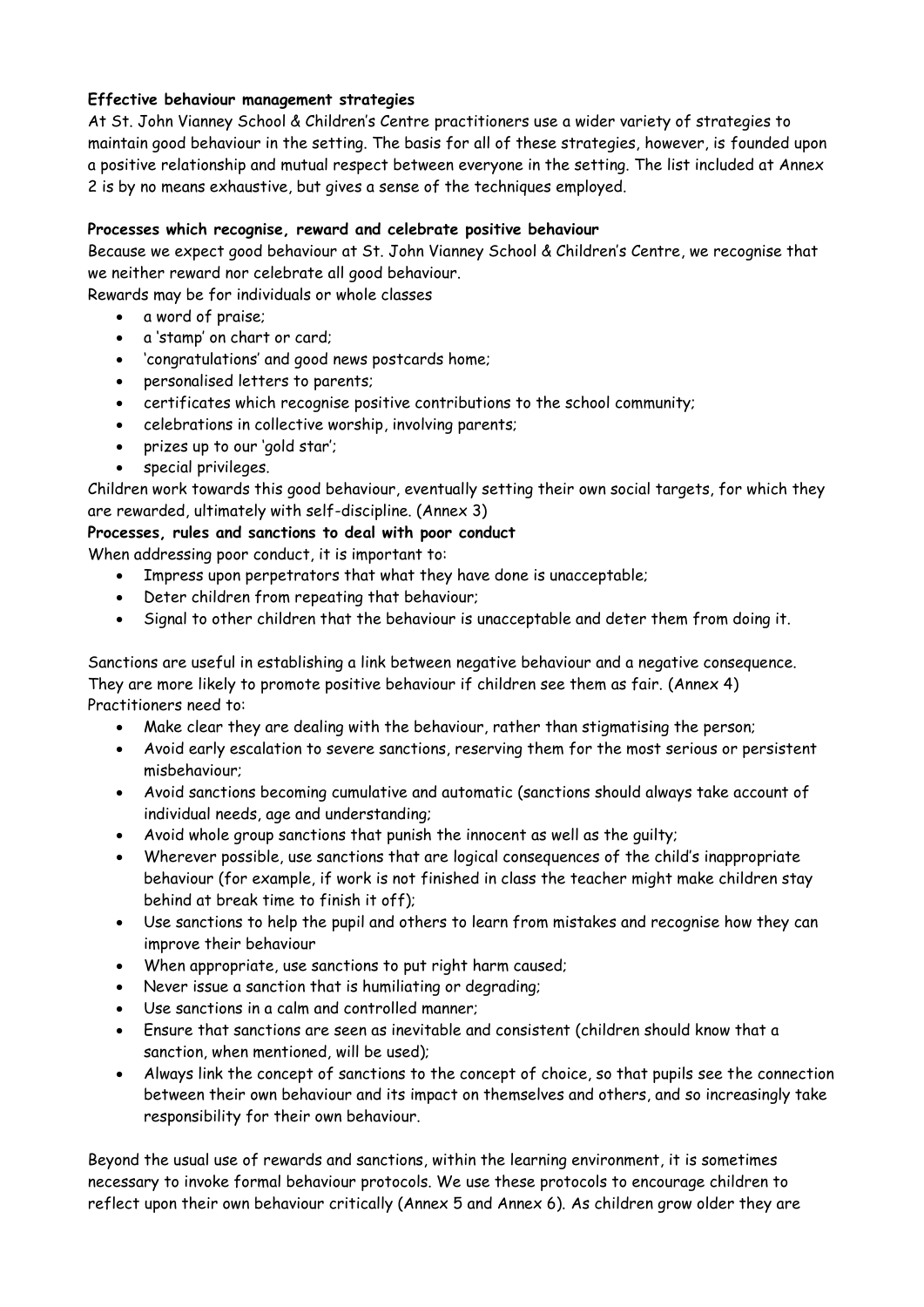**Effective behaviour management strategies**

At St. John Vianney School & Children's Centre practitioners use a wider variety of strategies to maintain good behaviour in the setting. The basis for all of these strategies, however, is founded upon a positive relationship and mutual respect between everyone in the setting. The list included at Annex 2 is by no means exhaustive, but gives a sense of the techniques employed.

**Processes which recognise, reward and celebrate positive behaviour**

Because we expect good behaviour at St. John Vianney School & Children's Centre, we recognise that we neither reward nor celebrate all good behaviour.

Rewards may be for individuals or whole classes

- a word of praise;
- a 'stamp' on chart or card;
- 'congratulations' and good news postcards home;
- personalised letters to parents;
- certificates which recognise positive contributions to the school community;
- celebrations in collective worship, involving parents;
- prizes up to our 'gold star';
- special privileges.

Children work towards this good behaviour, eventually setting their own social targets, for which they are rewarded, ultimately with self-discipline. (Annex 3)

**Processes, rules and sanctions to deal with poor conduct**

When addressing poor conduct, it is important to:

- Impress upon perpetrators that what they have done is unacceptable;
- Deter children from repeating that behaviour;
- Signal to other children that the behaviour is unacceptable and deter them from doing it.

Sanctions are useful in establishing a link between negative behaviour and a negative consequence. They are more likely to promote positive behaviour if children see them as fair. (Annex 4)

Practitioners need to:

- Make clear they are dealing with the behaviour, rather than stigmatising the person;
- Avoid early escalation to severe sanctions, reserving them for the most serious or persistent misbehaviour;
- Avoid sanctions becoming cumulative and automatic (sanctions should always take account of individual needs, age and understanding;
- Avoid whole group sanctions that punish the innocent as well as the guilty;
- Wherever possible, use sanctions that are logical consequences of the child's inappropriate behaviour (for example, if work is not finished in class the teacher might make children stay behind at break time to finish it off);
- Use sanctions to help the pupil and others to learn from mistakes and recognise how they can improve their behaviour
- When appropriate, use sanctions to put right harm caused;
- Never issue a sanction that is humiliating or degrading;
- Use sanctions in a calm and controlled manner;
- Ensure that sanctions are seen as inevitable and consistent (children should know that a sanction, when mentioned, will be used);
- Always link the concept of sanctions to the concept of choice, so that pupils see the connection between their own behaviour and its impact on themselves and others, and so increasingly take responsibility for their own behaviour.

Beyond the usual use of rewards and sanctions, within the learning environment, it is sometimes necessary to invoke formal behaviour protocols. We use these protocols to encourage children to reflect upon their own behaviour critically (Annex 5 and Annex 6). As children grow older they are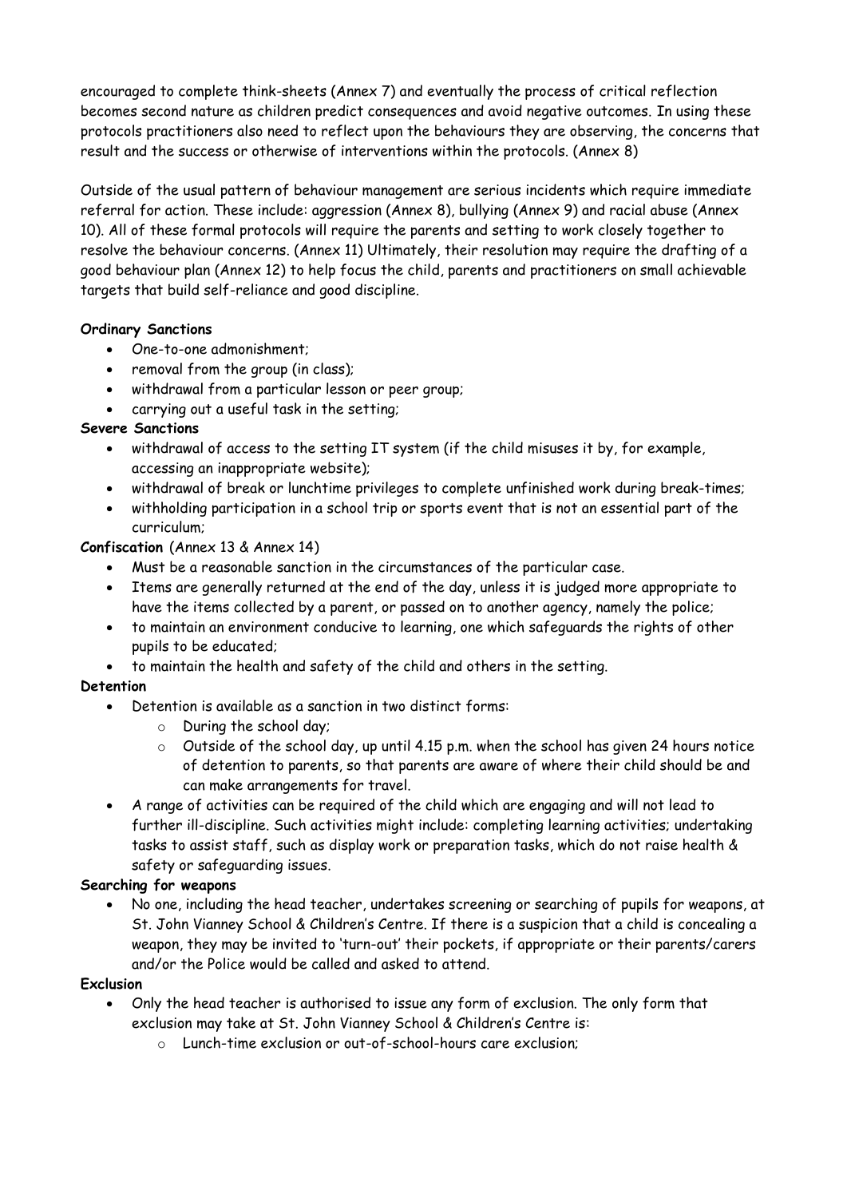encouraged to complete think-sheets (Annex 7) and eventually the process of critical reflection becomes second nature as children predict consequences and avoid negative outcomes. In using these protocols practitioners also need to reflect upon the behaviours they are observing, the concerns that result and the success or otherwise of interventions within the protocols. (Annex 8)

Outside of the usual pattern of behaviour management are serious incidents which require immediate referral for action. These include: aggression (Annex 8), bullying (Annex 9) and racial abuse (Annex 10). All of these formal protocols will require the parents and setting to work closely together to resolve the behaviour concerns. (Annex 11) Ultimately, their resolution may require the drafting of a good behaviour plan (Annex 12) to help focus the child, parents and practitioners on small achievable targets that build self-reliance and good discipline.

**Ordinary Sanctions**

- One-to-one admonishment;
- removal from the group (in class);
- withdrawal from a particular lesson or peer group;
- carrying out a useful task in the setting;

**Severe Sanctions**

- withdrawal of access to the setting IT system (if the child misuses it by, for example, accessing an inappropriate website);
- withdrawal of break or lunchtime privileges to complete unfinished work during break-times;
- withholding participation in a school trip or sports event that is not an essential part of the curriculum;

**Confiscation** (Annex 13 & Annex 14)

- Must be a reasonable sanction in the circumstances of the particular case.
- Items are generally returned at the end of the day, unless it is judged more appropriate to have the items collected by a parent, or passed on to another agency, namely the police;
- to maintain an environment conducive to learning, one which safeguards the rights of other pupils to be educated;
- to maintain the health and safety of the child and others in the setting.

**Detention**

- Detention is available as a sanction in two distinct forms:
  - During the school day;
  - Outside of the school day, up until 4.15 p.m. when the school has given 24 hours notice of detention to parents, so that parents are aware of where their child should be and can make arrangements for travel.
- A range of activities can be required of the child which are engaging and will not lead to further ill-discipline. Such activities might include: completing learning activities; undertaking tasks to assist staff, such as display work or preparation tasks, which do not raise health & safety or safeguarding issues.

**Searching for weapons**

- No one, including the head teacher, undertakes screening or searching of pupils for weapons, at St. John Vianney School & Children's Centre. If there is a suspicion that a child is concealing a weapon, they may be invited to 'turn-out' their pockets, if appropriate or their parents/carers and/or the Police would be called and asked to attend.

**Exclusion**

- Only the head teacher is authorised to issue any form of exclusion. The only form that exclusion may take at St. John Vianney School & Children's Centre is:
  - Lunch-time exclusion or out-of-school-hours care exclusion;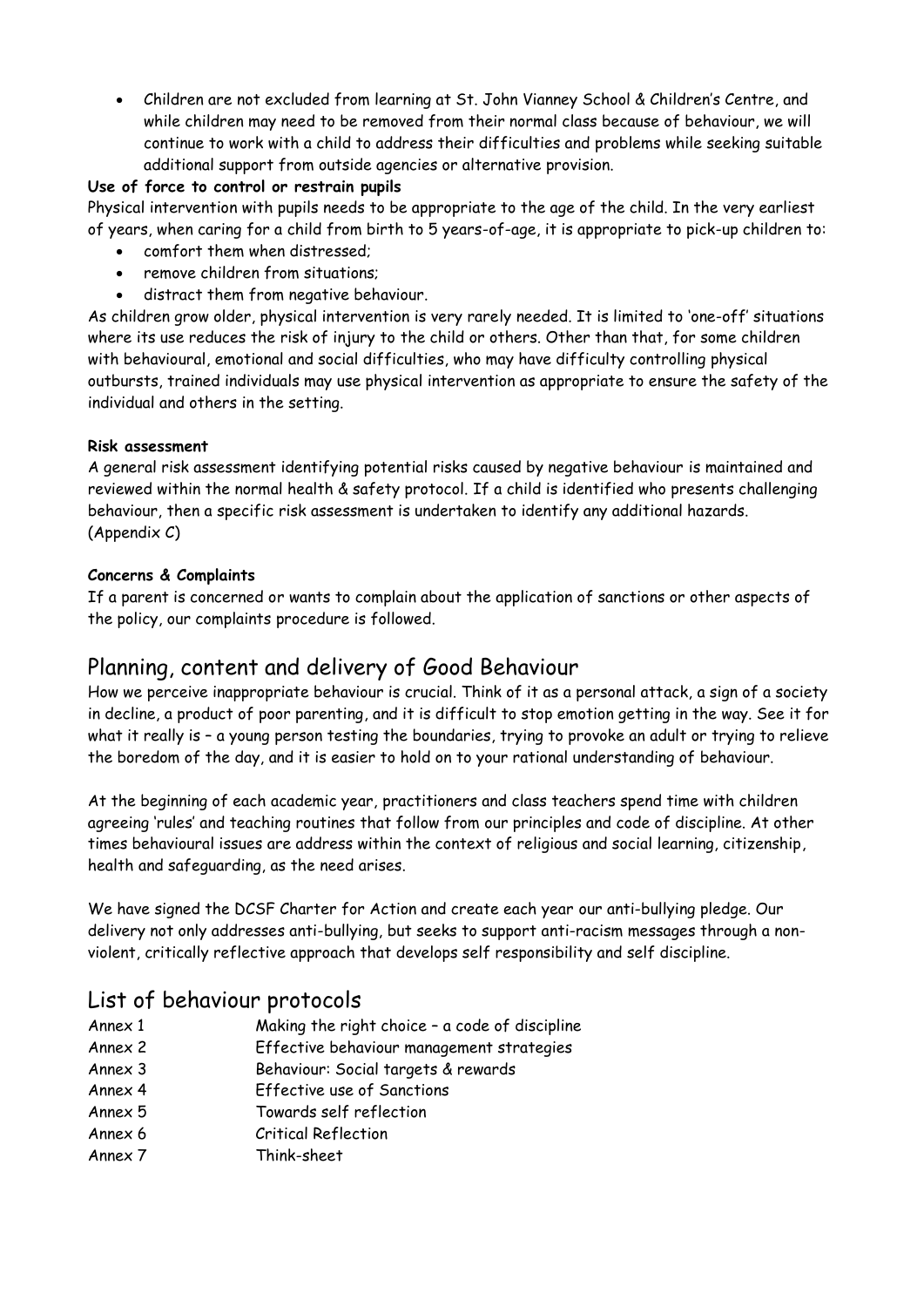- Children are not excluded from learning at St. John Vianney School & Children's Centre, and while children may need to be removed from their normal class because of behaviour, we will continue to work with a child to address their difficulties and problems while seeking suitable additional support from outside agencies or alternative provision.

**Use of force to control or restrain pupils**

Physical intervention with pupils needs to be appropriate to the age of the child. In the very earliest of years, when caring for a child from birth to 5 years-of-age, it is appropriate to pick-up children to:

- comfort them when distressed;
- remove children from situations;
- distract them from negative behaviour.

As children grow older, physical intervention is very rarely needed. It is limited to 'one-off' situations where its use reduces the risk of injury to the child or others. Other than that, for some children with behavioural, emotional and social difficulties, who may have difficulty controlling physical outbursts, trained individuals may use physical intervention as appropriate to ensure the safety of the individual and others in the setting.

**Risk assessment**

A general risk assessment identifying potential risks caused by negative behaviour is maintained and reviewed within the normal health & safety protocol. If a child is identified who presents challenging behaviour, then a specific risk assessment is undertaken to identify any additional hazards. (Appendix C)

**Concerns & Complaints**

If a parent is concerned or wants to complain about the application of sanctions or other aspects of the policy, our complaints procedure is followed.

## Planning, content and delivery of Good Behaviour

How we perceive inappropriate behaviour is crucial. Think of it as a personal attack, a sign of a society in decline, a product of poor parenting, and it is difficult to stop emotion getting in the way. See it for what it really is – a young person testing the boundaries, trying to provoke an adult or trying to relieve the boredom of the day, and it is easier to hold on to your rational understanding of behaviour.

At the beginning of each academic year, practitioners and class teachers spend time with children agreeing 'rules' and teaching routines that follow from our principles and code of discipline. At other times behavioural issues are address within the context of religious and social learning, citizenship, health and safeguarding, as the need arises.

We have signed the DCSF Charter for Action and create each year our anti-bullying pledge. Our delivery not only addresses anti-bullying, but seeks to support anti-racism messages through a non-violent, critically reflective approach that develops self responsibility and self discipline.

## List of behaviour protocols

| | |
|---|---|
| Annex 1 | Making the right choice – a code of discipline |
| Annex 2 | Effective behaviour management strategies |
| Annex 3 | Behaviour: Social targets & rewards |
| Annex 4 | Effective use of Sanctions |
| Annex 5 | Towards self reflection |
| Annex 6 | Critical Reflection |
| Annex 7 | Think-sheet |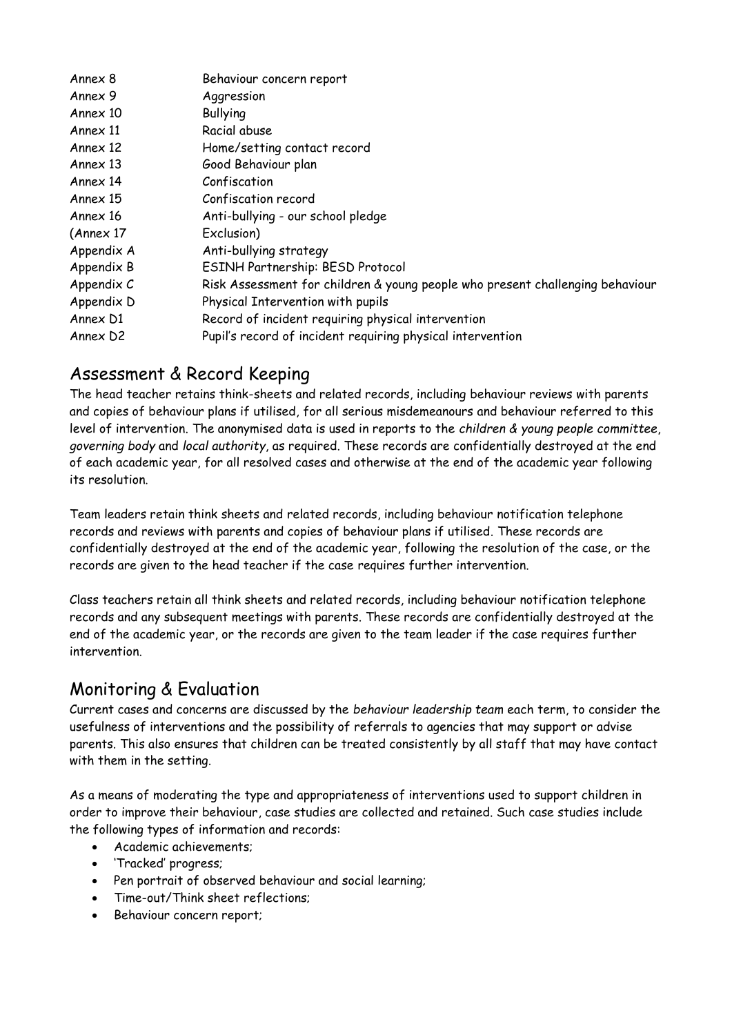| | |
|---|---|
| Annex 8 | Behaviour concern report |
| Annex 9 | Aggression |
| Annex 10 | Bullying |
| Annex 11 | Racial abuse |
| Annex 12 | Home/setting contact record |
| Annex 13 | Good Behaviour plan |
| Annex 14 | Confiscation |
| Annex 15 | Confiscation record |
| Annex 16 | Anti-bullying - our school pledge |
| (Annex 17 | Exclusion) |
| Appendix A | Anti-bullying strategy |
| Appendix B | ESINH Partnership: BESD Protocol |
| Appendix C | Risk Assessment for children & young people who present challenging behaviour |
| Appendix D | Physical Intervention with pupils |
| Annex D1 | Record of incident requiring physical intervention |
| Annex D2 | Pupil's record of incident requiring physical intervention |

## Assessment & Record Keeping

The head teacher retains think-sheets and related records, including behaviour reviews with parents and copies of behaviour plans if utilised, for all serious misdemeanours and behaviour referred to this level of intervention. The anonymised data is used in reports to the *children & young people committee*, *governing body* and *local authority*, as required. These records are confidentially destroyed at the end of each academic year, for all resolved cases and otherwise at the end of the academic year following its resolution.

Team leaders retain think sheets and related records, including behaviour notification telephone records and reviews with parents and copies of behaviour plans if utilised. These records are confidentially destroyed at the end of the academic year, following the resolution of the case, or the records are given to the head teacher if the case requires further intervention.

Class teachers retain all think sheets and related records, including behaviour notification telephone records and any subsequent meetings with parents. These records are confidentially destroyed at the end of the academic year, or the records are given to the team leader if the case requires further intervention.

## Monitoring & Evaluation

Current cases and concerns are discussed by the *behaviour leadership team* each term, to consider the usefulness of interventions and the possibility of referrals to agencies that may support or advise parents. This also ensures that children can be treated consistently by all staff that may have contact with them in the setting.

As a means of moderating the type and appropriateness of interventions used to support children in order to improve their behaviour, case studies are collected and retained. Such case studies include the following types of information and records:

- Academic achievements;
- 'Tracked' progress;
- Pen portrait of observed behaviour and social learning;
- Time-out/Think sheet reflections;
- Behaviour concern report;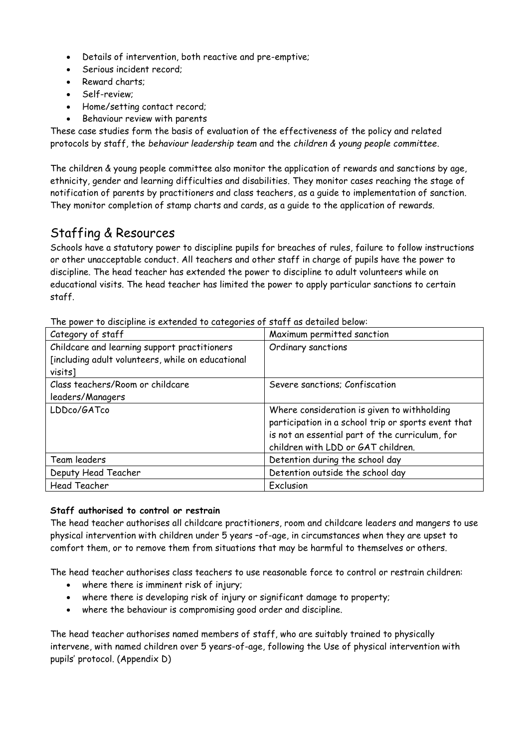- Details of intervention, both reactive and pre-emptive;
- Serious incident record;
- Reward charts;
- Self-review;
- Home/setting contact record;
- Behaviour review with parents

These case studies form the basis of evaluation of the effectiveness of the policy and related protocols by staff, the *behaviour leadership team* and the *children & young people committee*.

The children & young people committee also monitor the application of rewards and sanctions by age, ethnicity, gender and learning difficulties and disabilities. They monitor cases reaching the stage of notification of parents by practitioners and class teachers, as a guide to implementation of sanction. They monitor completion of stamp charts and cards, as a guide to the application of rewards.

## Staffing & Resources

Schools have a statutory power to discipline pupils for breaches of rules, failure to follow instructions or other unacceptable conduct. All teachers and other staff in charge of pupils have the power to discipline. The head teacher has extended the power to discipline to adult volunteers while on educational visits. The head teacher has limited the power to apply particular sanctions to certain staff.

The power to discipline is extended to categories of staff as detailed below:

| Category of staff | Maximum permitted sanction |
| --- | --- |
| Childcare and learning support practitioners [including adult volunteers, while on educational visits] | Ordinary sanctions |
| Class teachers/Room or childcare leaders/Managers | Severe sanctions; Confiscation |
| LDDco/GATco | Where consideration is given to withholding participation in a school trip or sports event that is not an essential part of the curriculum, for children with LDD or GAT children. |
| Team leaders | Detention during the school day |
| Deputy Head Teacher | Detention outside the school day |
| Head Teacher | Exclusion |

**Staff authorised to control or restrain**

The head teacher authorises all childcare practitioners, room and childcare leaders and mangers to use physical intervention with children under 5 years –of-age, in circumstances when they are upset to comfort them, or to remove them from situations that may be harmful to themselves or others.

The head teacher authorises class teachers to use reasonable force to control or restrain children:

- where there is imminent risk of injury;
- where there is developing risk of injury or significant damage to property;
- where the behaviour is compromising good order and discipline.

The head teacher authorises named members of staff, who are suitably trained to physically intervene, with named children over 5 years-of-age, following the Use of physical intervention with pupils' protocol. (Appendix D)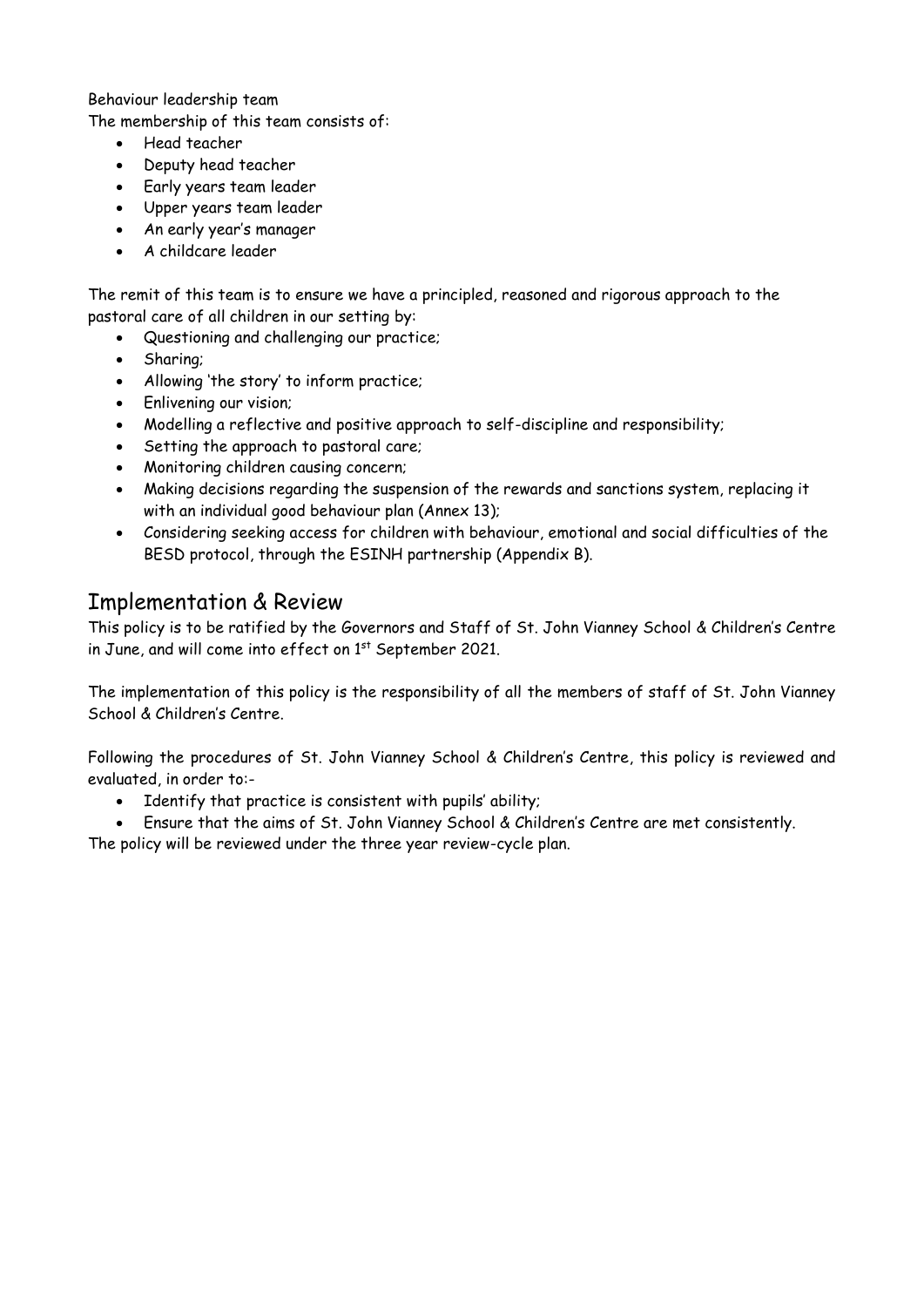Behaviour leadership team

The membership of this team consists of:

- Head teacher
- Deputy head teacher
- Early years team leader
- Upper years team leader
- An early year's manager
- A childcare leader

The remit of this team is to ensure we have a principled, reasoned and rigorous approach to the pastoral care of all children in our setting by:

- Questioning and challenging our practice;
- Sharing;
- Allowing 'the story' to inform practice;
- Enlivening our vision;
- Modelling a reflective and positive approach to self-discipline and responsibility;
- Setting the approach to pastoral care;
- Monitoring children causing concern;
- Making decisions regarding the suspension of the rewards and sanctions system, replacing it with an individual good behaviour plan (Annex 13);
- Considering seeking access for children with behaviour, emotional and social difficulties of the BESD protocol, through the ESINH partnership (Appendix B).

## Implementation & Review

This policy is to be ratified by the Governors and Staff of St. John Vianney School & Children's Centre in June, and will come into effect on 1st September 2021.

The implementation of this policy is the responsibility of all the members of staff of St. John Vianney School & Children's Centre.

Following the procedures of St. John Vianney School & Children's Centre, this policy is reviewed and evaluated, in order to:-

- Identify that practice is consistent with pupils' ability;
- Ensure that the aims of St. John Vianney School & Children's Centre are met consistently.

The policy will be reviewed under the three year review-cycle plan.